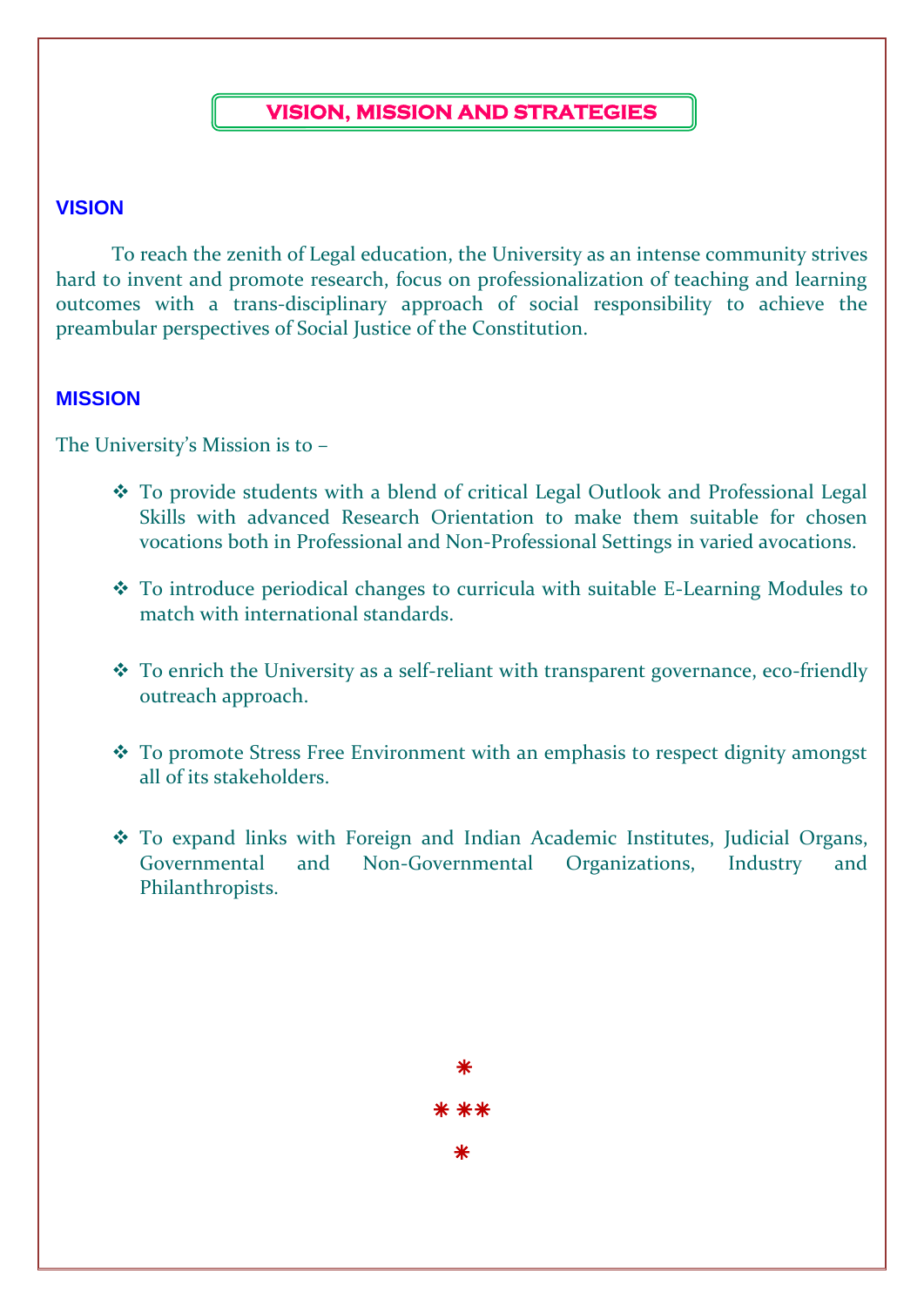# VISION, MISSION AND STRATEGIES

## VISION

To reach the zenith of Legal education, the University as an intense community strives hard to invent and promote research, focus on professionalization of teaching and learning outcomes with a trans-disciplinary approach of social responsibility to achieve the preambular perspectives of Social Justice of the Constitution.

## MISSION

The University's Mission is to –

- To provide students with a blend of critical Legal Outlook and Professional Legal Skills with advanced Research Orientation to make them suitable for chosen vocations both in Professional and Non-Professional Settings in varied avocations.
- To introduce periodical changes to curricula with suitable E-Learning Modules to match with international standards.
- To enrich the University as a self-reliant with transparent governance, eco-friendly outreach approach.
- To promote Stress Free Environment with an emphasis to respect dignity amongst all of its stakeholders.
- To expand links with Foreign and Indian Academic Institutes, Judicial Organs, Governmental and Non-Governmental Organizations, Industry and Philanthropists.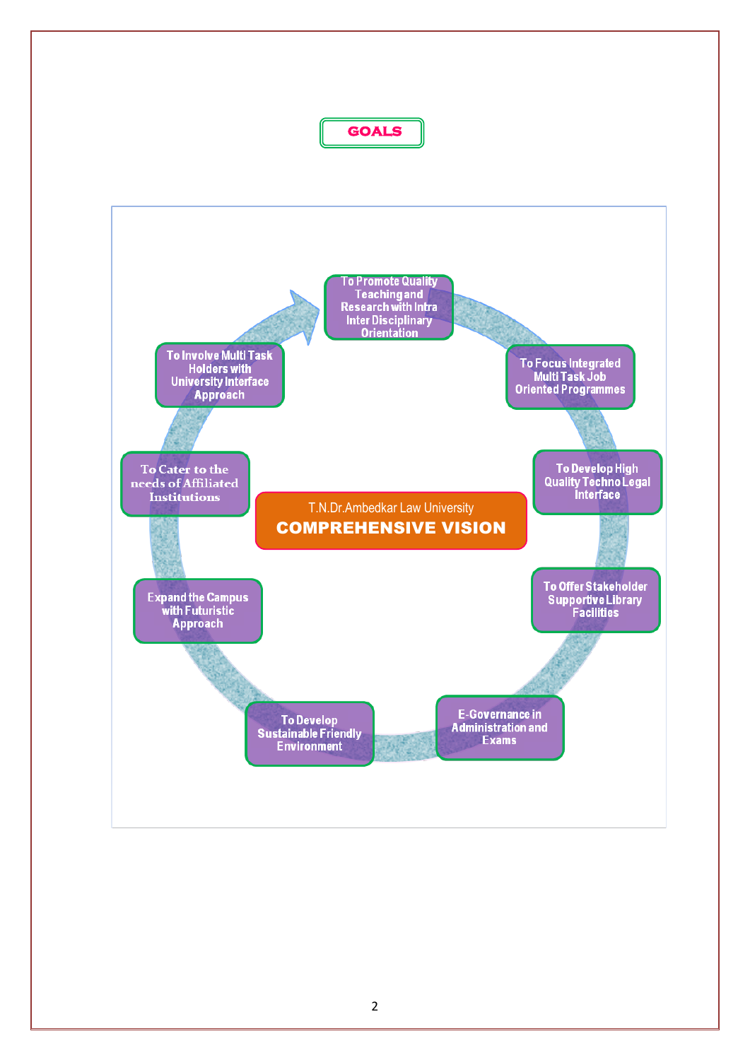# GOALS

**T.N.Dr.Ambedkar Law University**

**COMPREHENSIVE VISION**

- To Promote Quality Teaching and Research with Intra Inter Disciplinary Orientation
- To Focus Integrated Multi Task Job Oriented Programmes
- To Develop High Quality Techno Legal Interface
- To Offer Stakeholder Supportive Library Facilities
- E-Governance in Administration and Exams
- To Develop Sustainable Friendly Environment
- Expand the Campus with Futuristic Approach
- To Cater to the needs of Affiliated Institutions
- To Involve Multi Task Holders with University Interface Approach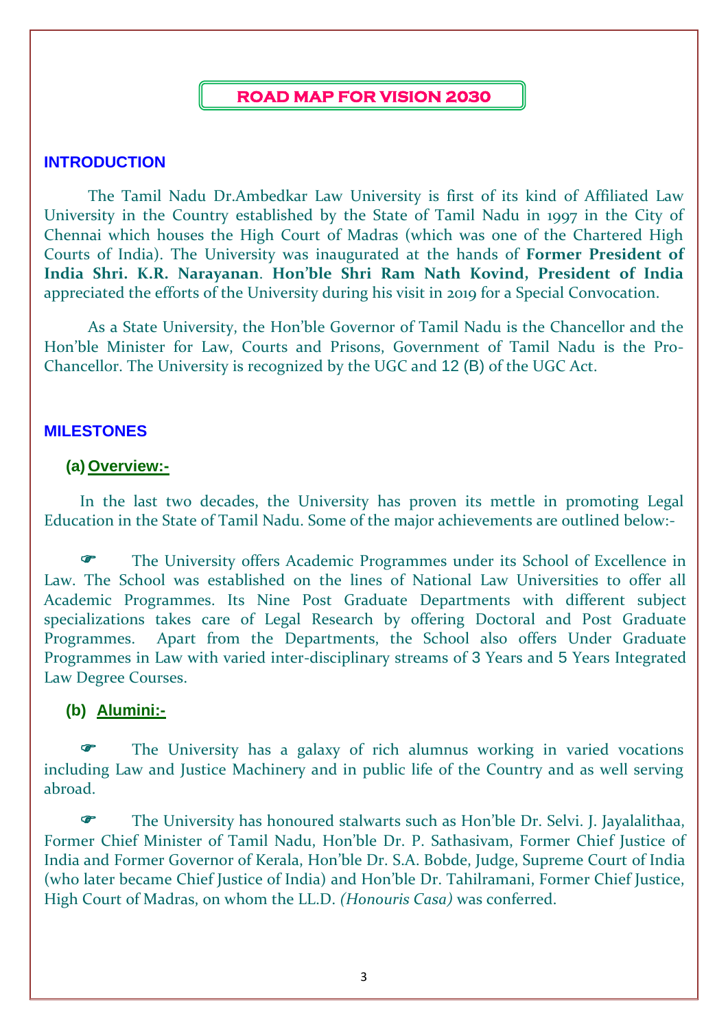# ROAD MAP FOR VISION 2030

## INTRODUCTION

The Tamil Nadu Dr.Ambedkar Law University is first of its kind of Affiliated Law University in the Country established by the State of Tamil Nadu in 1997 in the City of Chennai which houses the High Court of Madras (which was one of the Chartered High Courts of India). The University was inaugurated at the hands of **Former President of India Shri. K.R. Narayanan**. **Hon'ble Shri Ram Nath Kovind, President of India** appreciated the efforts of the University during his visit in 2019 for a Special Convocation.

As a State University, the Hon'ble Governor of Tamil Nadu is the Chancellor and the Hon'ble Minister for Law, Courts and Prisons, Government of Tamil Nadu is the Pro-Chancellor. The University is recognized by the UGC and 12 (B) of the UGC Act.

## MILESTONES

### (a) Overview:-

In the last two decades, the University has proven its mettle in promoting Legal Education in the State of Tamil Nadu. Some of the major achievements are outlined below:-

- The University offers Academic Programmes under its School of Excellence in Law. The School was established on the lines of National Law Universities to offer all Academic Programmes. Its Nine Post Graduate Departments with different subject specializations takes care of Legal Research by offering Doctoral and Post Graduate Programmes. Apart from the Departments, the School also offers Under Graduate Programmes in Law with varied inter-disciplinary streams of 3 Years and 5 Years Integrated Law Degree Courses.

### (b) Alumini:-

- The University has a galaxy of rich alumnus working in varied vocations including Law and Justice Machinery and in public life of the Country and as well serving abroad.

- The University has honoured stalwarts such as Hon'ble Dr. Selvi. J. Jayalalithaa, Former Chief Minister of Tamil Nadu, Hon'ble Dr. P. Sathasivam, Former Chief Justice of India and Former Governor of Kerala, Hon'ble Dr. S.A. Bobde, Judge, Supreme Court of India (who later became Chief Justice of India) and Hon'ble Dr. Tahilramani, Former Chief Justice, High Court of Madras, on whom the LL.D. *(Honouris Casa)* was conferred.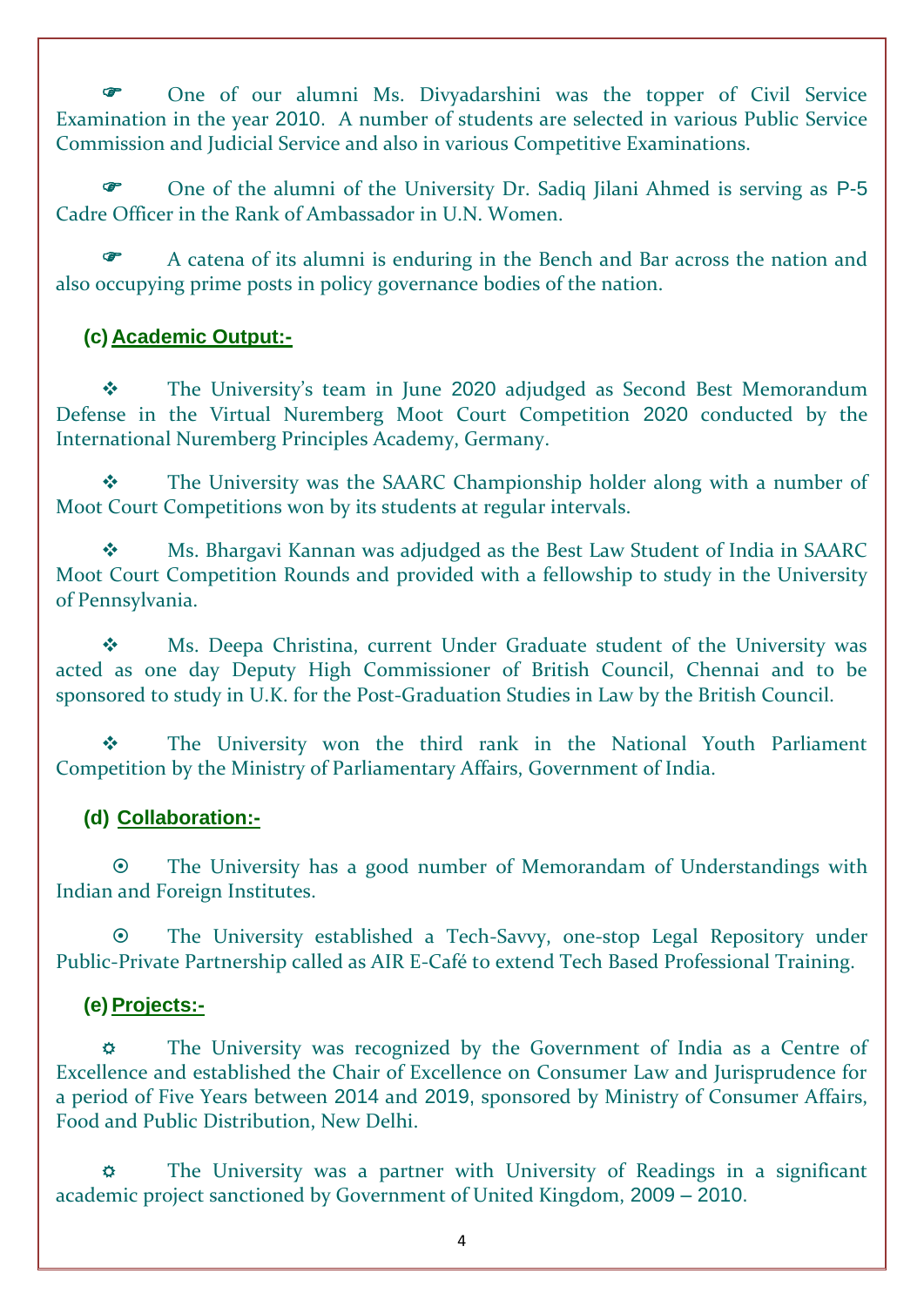- One of our alumni Ms. Divyadarshini was the topper of Civil Service Examination in the year 2010. A number of students are selected in various Public Service Commission and Judicial Service and also in various Competitive Examinations.

- One of the alumni of the University Dr. Sadiq Jilani Ahmed is serving as P-5 Cadre Officer in the Rank of Ambassador in U.N. Women.

- A catena of its alumni is enduring in the Bench and Bar across the nation and also occupying prime posts in policy governance bodies of the nation.

### (c) Academic Output:-

- The University's team in June 2020 adjudged as Second Best Memorandum Defense in the Virtual Nuremberg Moot Court Competition 2020 conducted by the International Nuremberg Principles Academy, Germany.

- The University was the SAARC Championship holder along with a number of Moot Court Competitions won by its students at regular intervals.

- Ms. Bhargavi Kannan was adjudged as the Best Law Student of India in SAARC Moot Court Competition Rounds and provided with a fellowship to study in the University of Pennsylvania.

- Ms. Deepa Christina, current Under Graduate student of the University was acted as one day Deputy High Commissioner of British Council, Chennai and to be sponsored to study in U.K. for the Post-Graduation Studies in Law by the British Council.

- The University won the third rank in the National Youth Parliament Competition by the Ministry of Parliamentary Affairs, Government of India.

### (d) Collaboration:-

- The University has a good number of Memorandam of Understandings with Indian and Foreign Institutes.

- The University established a Tech-Savvy, one-stop Legal Repository under Public-Private Partnership called as AIR E-Café to extend Tech Based Professional Training.

### (e) Projects:-

- The University was recognized by the Government of India as a Centre of Excellence and established the Chair of Excellence on Consumer Law and Jurisprudence for a period of Five Years between 2014 and 2019, sponsored by Ministry of Consumer Affairs, Food and Public Distribution, New Delhi.

- The University was a partner with University of Readings in a significant academic project sanctioned by Government of United Kingdom, 2009 – 2010.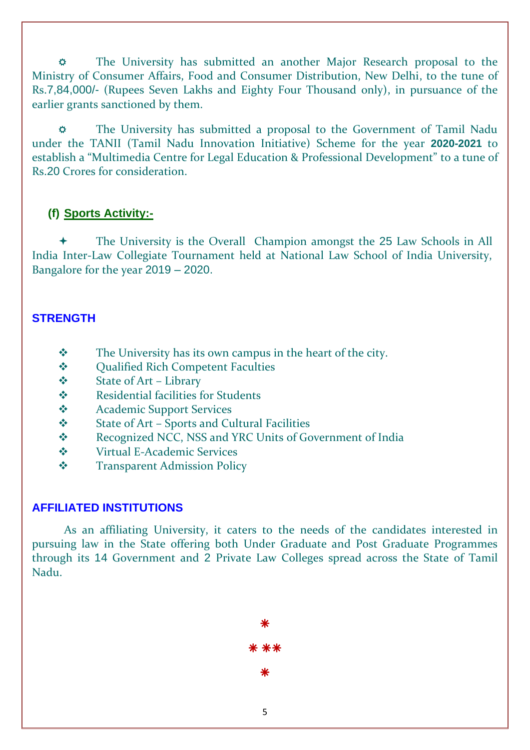- The University has submitted an another Major Research proposal to the Ministry of Consumer Affairs, Food and Consumer Distribution, New Delhi, to the tune of Rs.7,84,000/- (Rupees Seven Lakhs and Eighty Four Thousand only), in pursuance of the earlier grants sanctioned by them.

- The University has submitted a proposal to the Government of Tamil Nadu under the TANII (Tamil Nadu Innovation Initiative) Scheme for the year **2020-2021** to establish a "Multimedia Centre for Legal Education & Professional Development" to a tune of Rs.20 Crores for consideration.

### (f) Sports Activity:-

- The University is the Overall Champion amongst the 25 Law Schools in All India Inter-Law Collegiate Tournament held at National Law School of India University, Bangalore for the year 2019 – 2020.

## STRENGTH

- The University has its own campus in the heart of the city.
- Qualified Rich Competent Faculties
- State of Art – Library
- Residential facilities for Students
- Academic Support Services
- State of Art – Sports and Cultural Facilities
- Recognized NCC, NSS and YRC Units of Government of India
- Virtual E-Academic Services
- Transparent Admission Policy

## AFFILIATED INSTITUTIONS

As an affiliating University, it caters to the needs of the candidates interested in pursuing law in the State offering both Under Graduate and Post Graduate Programmes through its 14 Government and 2 Private Law Colleges spread across the State of Tamil Nadu.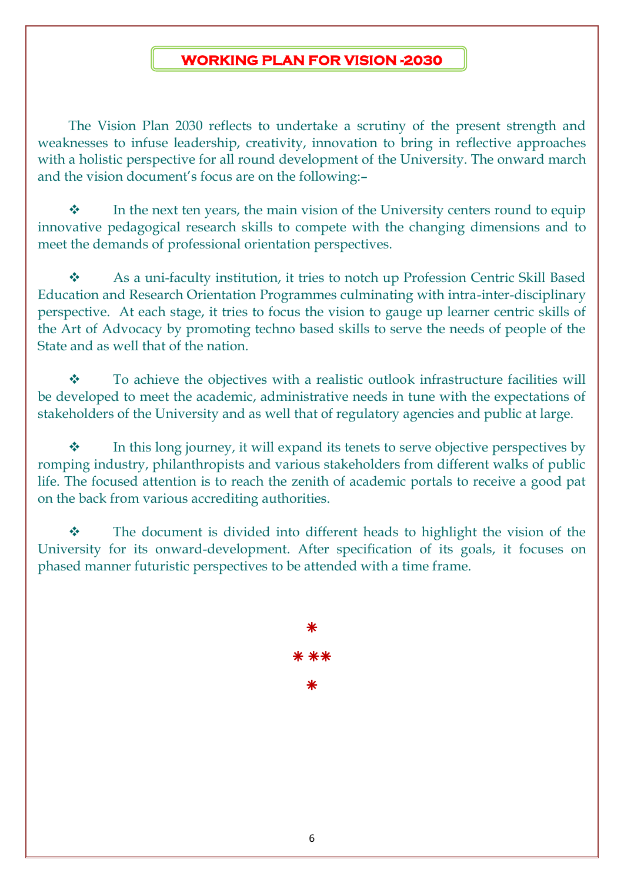# WORKING PLAN FOR VISION -2030

The Vision Plan 2030 reflects to undertake a scrutiny of the present strength and weaknesses to infuse leadership, creativity, innovation to bring in reflective approaches with a holistic perspective for all round development of the University. The onward march and the vision document's focus are on the following:–

❖ In the next ten years, the main vision of the University centers round to equip innovative pedagogical research skills to compete with the changing dimensions and to meet the demands of professional orientation perspectives.

❖ As a uni-faculty institution, it tries to notch up Profession Centric Skill Based Education and Research Orientation Programmes culminating with intra-inter-disciplinary perspective. At each stage, it tries to focus the vision to gauge up learner centric skills of the Art of Advocacy by promoting techno based skills to serve the needs of people of the State and as well that of the nation.

❖ To achieve the objectives with a realistic outlook infrastructure facilities will be developed to meet the academic, administrative needs in tune with the expectations of stakeholders of the University and as well that of regulatory agencies and public at large.

❖ In this long journey, it will expand its tenets to serve objective perspectives by romping industry, philanthropists and various stakeholders from different walks of public life. The focused attention is to reach the zenith of academic portals to receive a good pat on the back from various accrediting authorities.

❖ The document is divided into different heads to highlight the vision of the University for its onward-development. After specification of its goals, it focuses on phased manner futuristic perspectives to be attended with a time frame.

⁎

⁎ ⁎⁎

⁎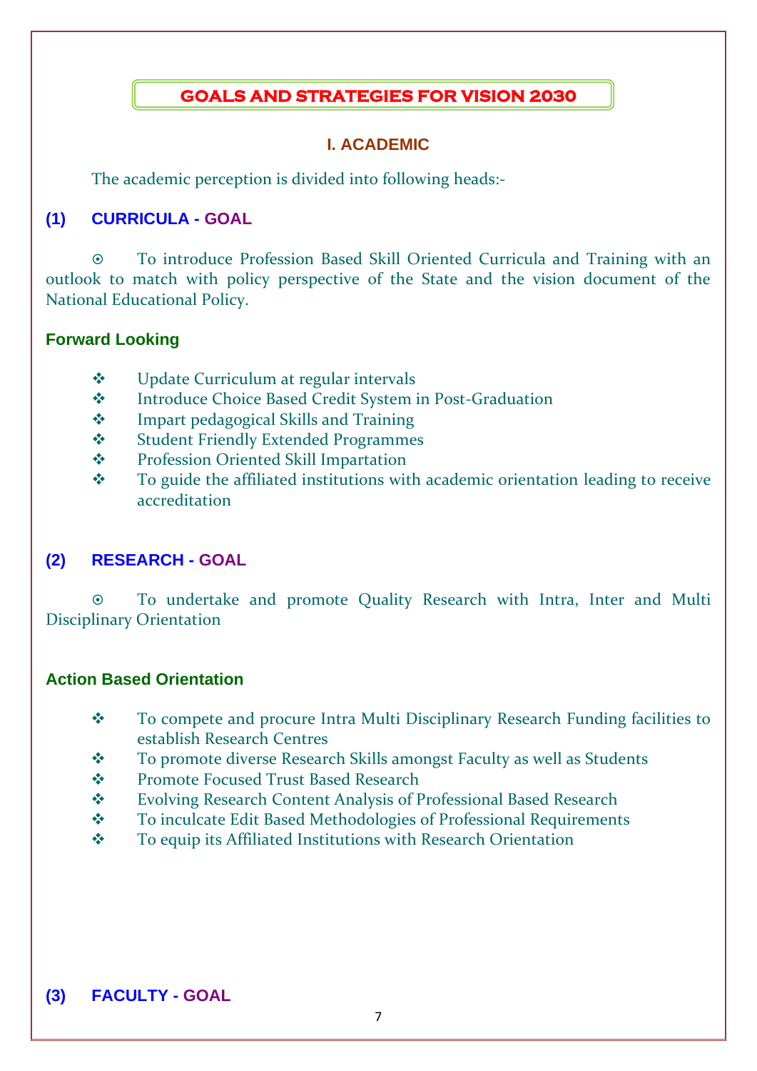# GOALS AND STRATEGIES FOR VISION 2030

## I. ACADEMIC

The academic perception is divided into following heads:-

### (1) CURRICULA - GOAL

⊙ To introduce Profession Based Skill Oriented Curricula and Training with an outlook to match with policy perspective of the State and the vision document of the National Educational Policy.

#### Forward Looking

- ❖ Update Curriculum at regular intervals
- ❖ Introduce Choice Based Credit System in Post-Graduation
- ❖ Impart pedagogical Skills and Training
- ❖ Student Friendly Extended Programmes
- ❖ Profession Oriented Skill Impartation
- ❖ To guide the affiliated institutions with academic orientation leading to receive accreditation

### (2) RESEARCH - GOAL

⊙ To undertake and promote Quality Research with Intra, Inter and Multi Disciplinary Orientation

#### Action Based Orientation

- ❖ To compete and procure Intra Multi Disciplinary Research Funding facilities to establish Research Centres
- ❖ To promote diverse Research Skills amongst Faculty as well as Students
- ❖ Promote Focused Trust Based Research
- ❖ Evolving Research Content Analysis of Professional Based Research
- ❖ To inculcate Edit Based Methodologies of Professional Requirements
- ❖ To equip its Affiliated Institutions with Research Orientation

### (3) FACULTY - GOAL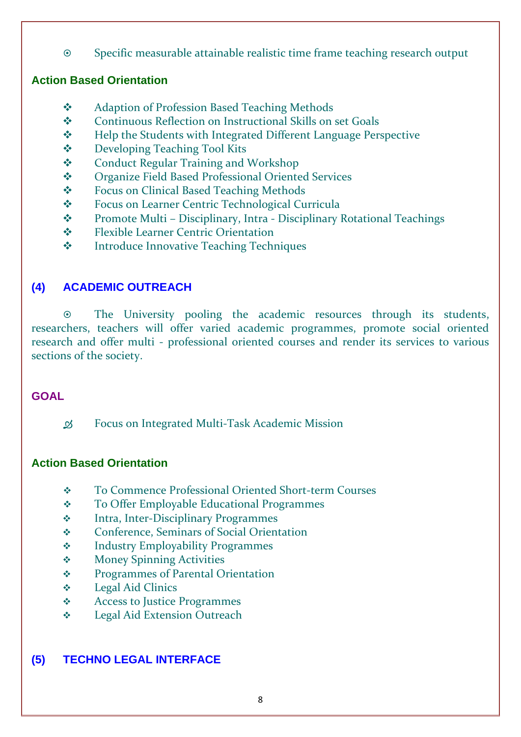- Specific measurable attainable realistic time frame teaching research output

### Action Based Orientation

- Adaption of Profession Based Teaching Methods
- Continuous Reflection on Instructional Skills on set Goals
- Help the Students with Integrated Different Language Perspective
- Developing Teaching Tool Kits
- Conduct Regular Training and Workshop
- Organize Field Based Professional Oriented Services
- Focus on Clinical Based Teaching Methods
- Focus on Learner Centric Technological Curricula
- Promote Multi – Disciplinary, Intra - Disciplinary Rotational Teachings
- Flexible Learner Centric Orientation
- Introduce Innovative Teaching Techniques

## (4) ACADEMIC OUTREACH

- The University pooling the academic resources through its students, researchers, teachers will offer varied academic programmes, promote social oriented research and offer multi - professional oriented courses and render its services to various sections of the society.

### GOAL

- Focus on Integrated Multi-Task Academic Mission

### Action Based Orientation

- To Commence Professional Oriented Short-term Courses
- To Offer Employable Educational Programmes
- Intra, Inter-Disciplinary Programmes
- Conference, Seminars of Social Orientation
- Industry Employability Programmes
- Money Spinning Activities
- Programmes of Parental Orientation
- Legal Aid Clinics
- Access to Justice Programmes
- Legal Aid Extension Outreach

## (5) TECHNO LEGAL INTERFACE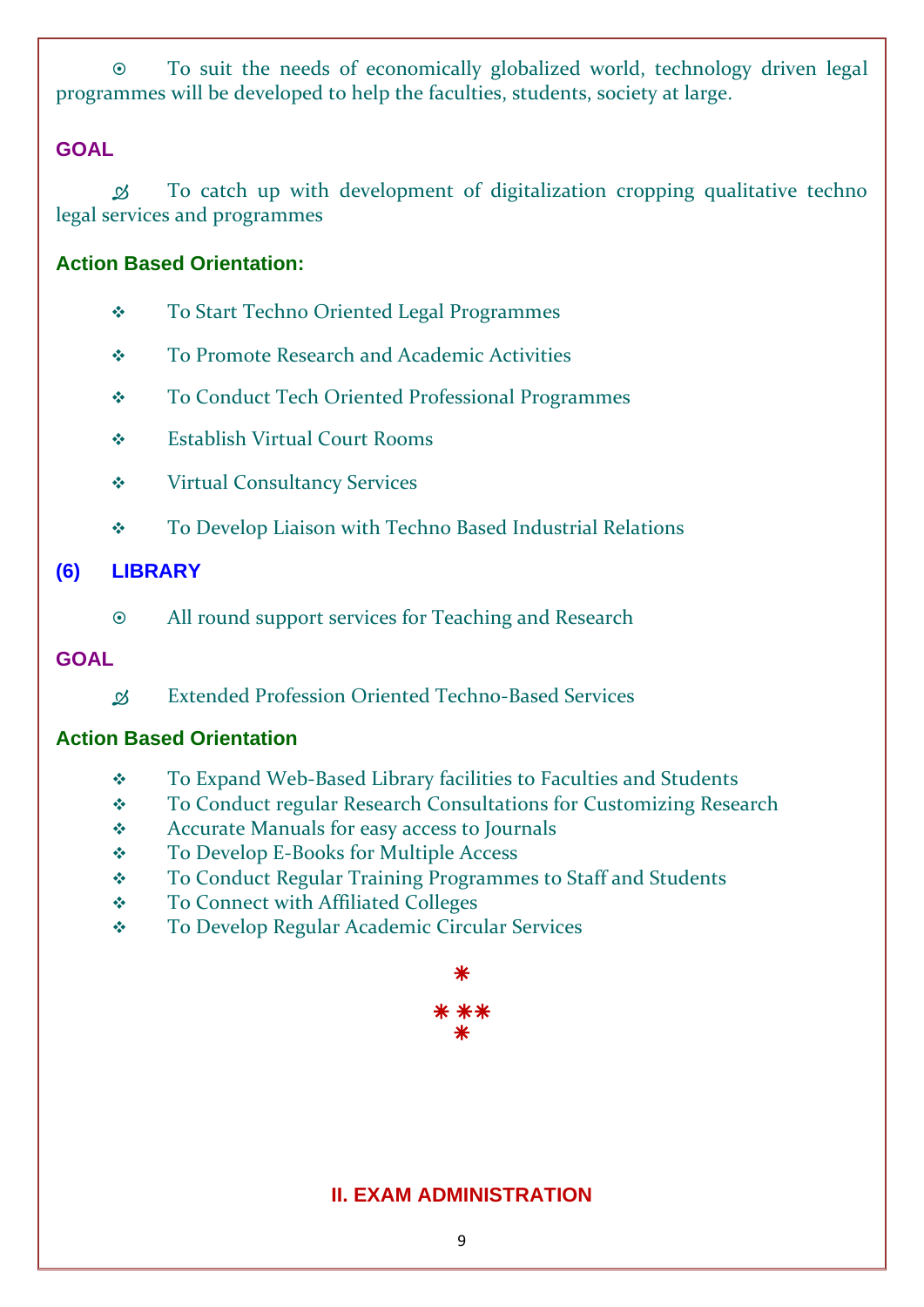⊙ To suit the needs of economically globalized world, technology driven legal programmes will be developed to help the faculties, students, society at large.

**GOAL**

✍ To catch up with development of digitalization cropping qualitative techno legal services and programmes

**Action Based Orientation:**

- ❖ To Start Techno Oriented Legal Programmes
- ❖ To Promote Research and Academic Activities
- ❖ To Conduct Tech Oriented Professional Programmes
- ❖ Establish Virtual Court Rooms
- ❖ Virtual Consultancy Services
- ❖ To Develop Liaison with Techno Based Industrial Relations

## (6) LIBRARY

⊙ All round support services for Teaching and Research

**GOAL**

✍ Extended Profession Oriented Techno-Based Services

**Action Based Orientation**

- ❖ To Expand Web-Based Library facilities to Faculties and Students
- ❖ To Conduct regular Research Consultations for Customizing Research
- ❖ Accurate Manuals for easy access to Journals
- ❖ To Develop E-Books for Multiple Access
- ❖ To Conduct Regular Training Programmes to Staff and Students
- ❖ To Connect with Affiliated Colleges
- ❖ To Develop Regular Academic Circular Services

⁎
⁎ ⁎⁎
⁎

# II. EXAM ADMINISTRATION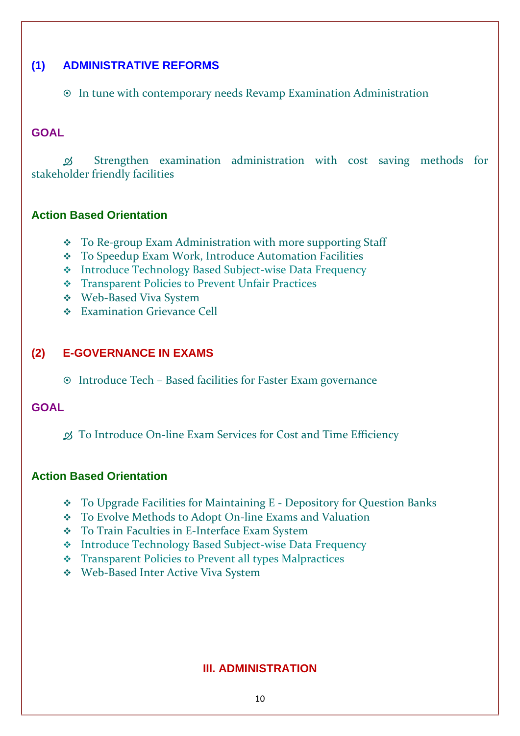## (1) ADMINISTRATIVE REFORMS

- ⊙ In tune with contemporary needs Revamp Examination Administration

### GOAL

✍ Strengthen examination administration with cost saving methods for stakeholder friendly facilities

### Action Based Orientation

- ❖ To Re-group Exam Administration with more supporting Staff
- ❖ To Speedup Exam Work, Introduce Automation Facilities
- ❖ Introduce Technology Based Subject-wise Data Frequency
- ❖ Transparent Policies to Prevent Unfair Practices
- ❖ Web-Based Viva System
- ❖ Examination Grievance Cell

## (2) E-GOVERNANCE IN EXAMS

- ⊙ Introduce Tech – Based facilities for Faster Exam governance

### GOAL

✍ To Introduce On-line Exam Services for Cost and Time Efficiency

### Action Based Orientation

- ❖ To Upgrade Facilities for Maintaining E - Depository for Question Banks
- ❖ To Evolve Methods to Adopt On-line Exams and Valuation
- ❖ To Train Faculties in E-Interface Exam System
- ❖ Introduce Technology Based Subject-wise Data Frequency
- ❖ Transparent Policies to Prevent all types Malpractices
- ❖ Web-Based Inter Active Viva System

# III. ADMINISTRATION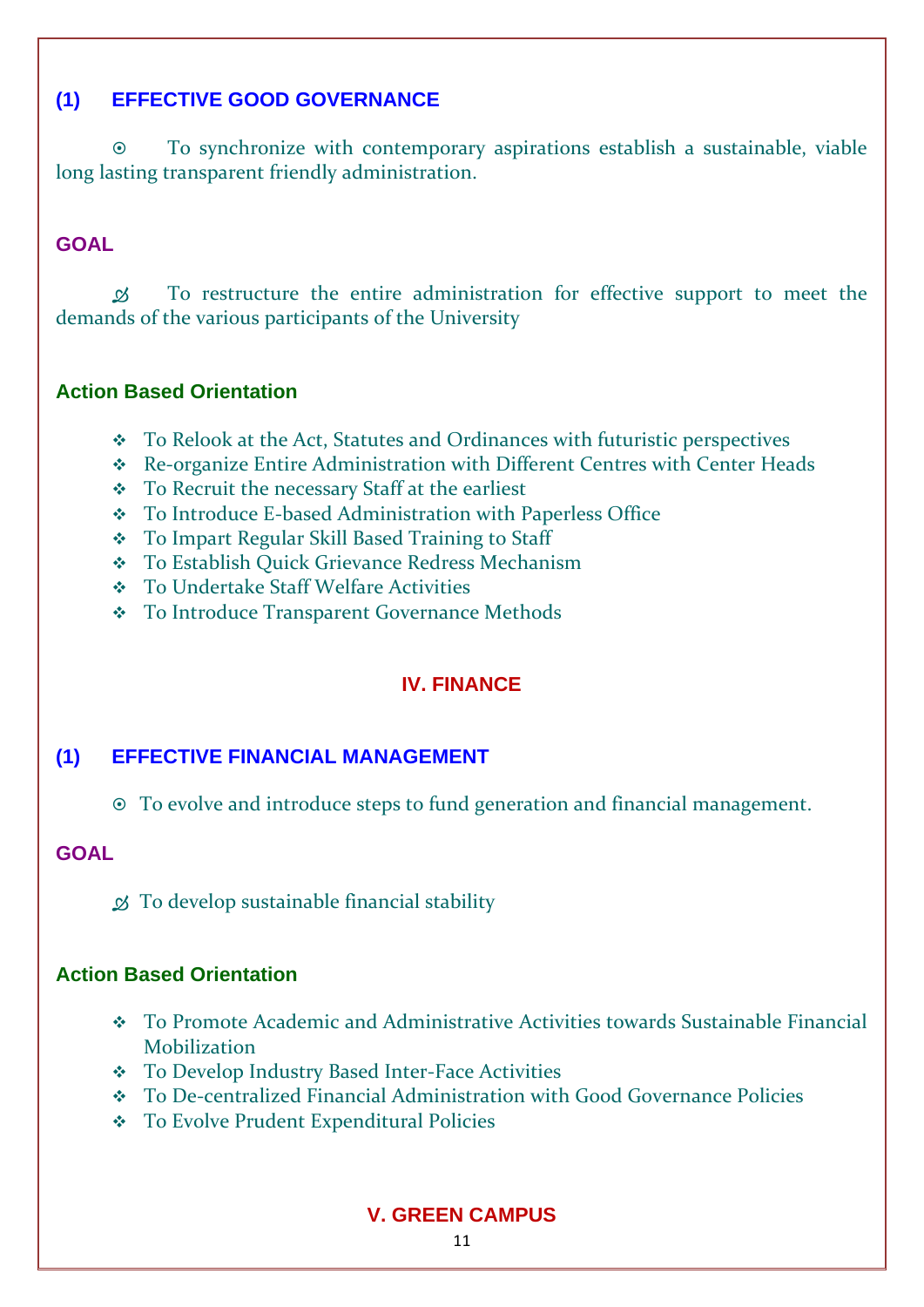### (1) EFFECTIVE GOOD GOVERNANCE

⊙ To synchronize with contemporary aspirations establish a sustainable, viable long lasting transparent friendly administration.

#### GOAL

✍ To restructure the entire administration for effective support to meet the demands of the various participants of the University

#### Action Based Orientation

- To Relook at the Act, Statutes and Ordinances with futuristic perspectives
- Re-organize Entire Administration with Different Centres with Center Heads
- To Recruit the necessary Staff at the earliest
- To Introduce E-based Administration with Paperless Office
- To Impart Regular Skill Based Training to Staff
- To Establish Quick Grievance Redress Mechanism
- To Undertake Staff Welfare Activities
- To Introduce Transparent Governance Methods

## IV. FINANCE

### (1) EFFECTIVE FINANCIAL MANAGEMENT

⊙ To evolve and introduce steps to fund generation and financial management.

#### GOAL

✍ To develop sustainable financial stability

#### Action Based Orientation

- To Promote Academic and Administrative Activities towards Sustainable Financial Mobilization
- To Develop Industry Based Inter-Face Activities
- To De-centralized Financial Administration with Good Governance Policies
- To Evolve Prudent Expenditural Policies

## V. GREEN CAMPUS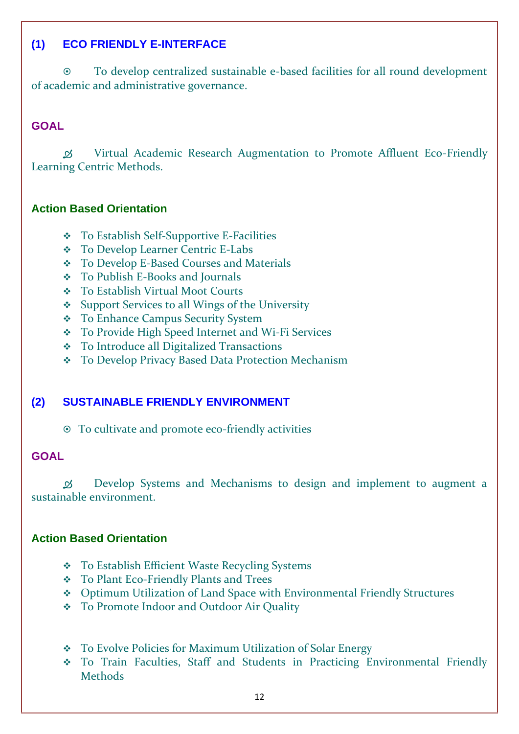## (1) ECO FRIENDLY E-INTERFACE

⊙ To develop centralized sustainable e-based facilities for all round development of academic and administrative governance.

### GOAL

Virtual Academic Research Augmentation to Promote Affluent Eco-Friendly Learning Centric Methods.

### Action Based Orientation

- To Establish Self-Supportive E-Facilities
- To Develop Learner Centric E-Labs
- To Develop E-Based Courses and Materials
- To Publish E-Books and Journals
- To Establish Virtual Moot Courts
- Support Services to all Wings of the University
- To Enhance Campus Security System
- To Provide High Speed Internet and Wi-Fi Services
- To Introduce all Digitalized Transactions
- To Develop Privacy Based Data Protection Mechanism

## (2) SUSTAINABLE FRIENDLY ENVIRONMENT

⊙ To cultivate and promote eco-friendly activities

### GOAL

Develop Systems and Mechanisms to design and implement to augment a sustainable environment.

### Action Based Orientation

- To Establish Efficient Waste Recycling Systems
- To Plant Eco-Friendly Plants and Trees
- Optimum Utilization of Land Space with Environmental Friendly Structures
- To Promote Indoor and Outdoor Air Quality

- To Evolve Policies for Maximum Utilization of Solar Energy
- To Train Faculties, Staff and Students in Practicing Environmental Friendly Methods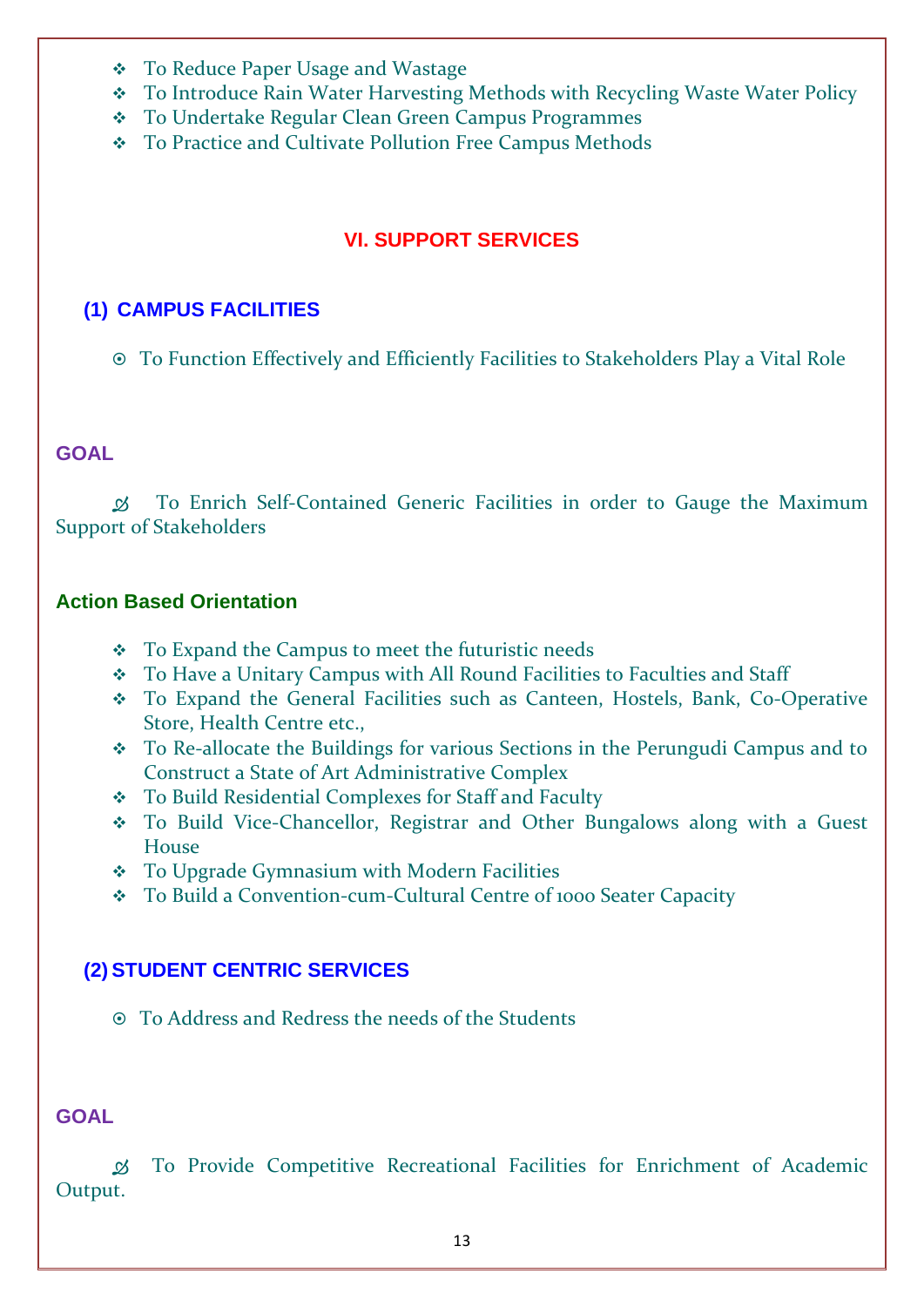- To Reduce Paper Usage and Wastage
- To Introduce Rain Water Harvesting Methods with Recycling Waste Water Policy
- To Undertake Regular Clean Green Campus Programmes
- To Practice and Cultivate Pollution Free Campus Methods

## VI. SUPPORT SERVICES

### (1) CAMPUS FACILITIES

- To Function Effectively and Efficiently Facilities to Stakeholders Play a Vital Role

#### GOAL

To Enrich Self-Contained Generic Facilities in order to Gauge the Maximum Support of Stakeholders

#### Action Based Orientation

- To Expand the Campus to meet the futuristic needs
- To Have a Unitary Campus with All Round Facilities to Faculties and Staff
- To Expand the General Facilities such as Canteen, Hostels, Bank, Co-Operative Store, Health Centre etc.,
- To Re-allocate the Buildings for various Sections in the Perungudi Campus and to Construct a State of Art Administrative Complex
- To Build Residential Complexes for Staff and Faculty
- To Build Vice-Chancellor, Registrar and Other Bungalows along with a Guest House
- To Upgrade Gymnasium with Modern Facilities
- To Build a Convention-cum-Cultural Centre of 1000 Seater Capacity

### (2) STUDENT CENTRIC SERVICES

- To Address and Redress the needs of the Students

#### GOAL

To Provide Competitive Recreational Facilities for Enrichment of Academic Output.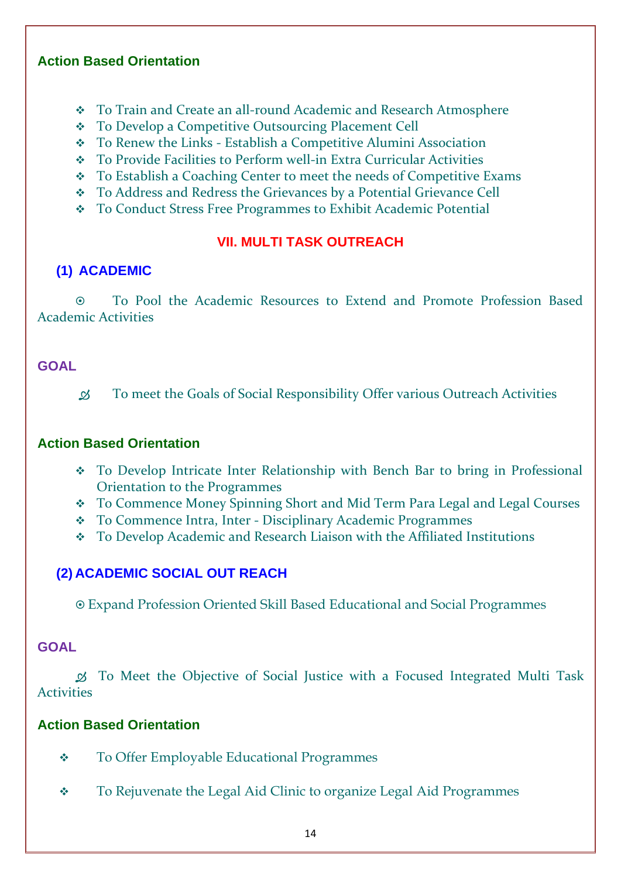### Action Based Orientation

- To Train and Create an all-round Academic and Research Atmosphere
- To Develop a Competitive Outsourcing Placement Cell
- To Renew the Links - Establish a Competitive Alumini Association
- To Provide Facilities to Perform well-in Extra Curricular Activities
- To Establish a Coaching Center to meet the needs of Competitive Exams
- To Address and Redress the Grievances by a Potential Grievance Cell
- To Conduct Stress Free Programmes to Exhibit Academic Potential

## VII. MULTI TASK OUTREACH

### (1) ACADEMIC

⊙ To Pool the Academic Resources to Extend and Promote Profession Based Academic Activities

### GOAL

- To meet the Goals of Social Responsibility Offer various Outreach Activities

### Action Based Orientation

- To Develop Intricate Inter Relationship with Bench Bar to bring in Professional Orientation to the Programmes
- To Commence Money Spinning Short and Mid Term Para Legal and Legal Courses
- To Commence Intra, Inter - Disciplinary Academic Programmes
- To Develop Academic and Research Liaison with the Affiliated Institutions

### (2) ACADEMIC SOCIAL OUT REACH

⊙ Expand Profession Oriented Skill Based Educational and Social Programmes

### GOAL

- To Meet the Objective of Social Justice with a Focused Integrated Multi Task Activities

### Action Based Orientation

- To Offer Employable Educational Programmes
- To Rejuvenate the Legal Aid Clinic to organize Legal Aid Programmes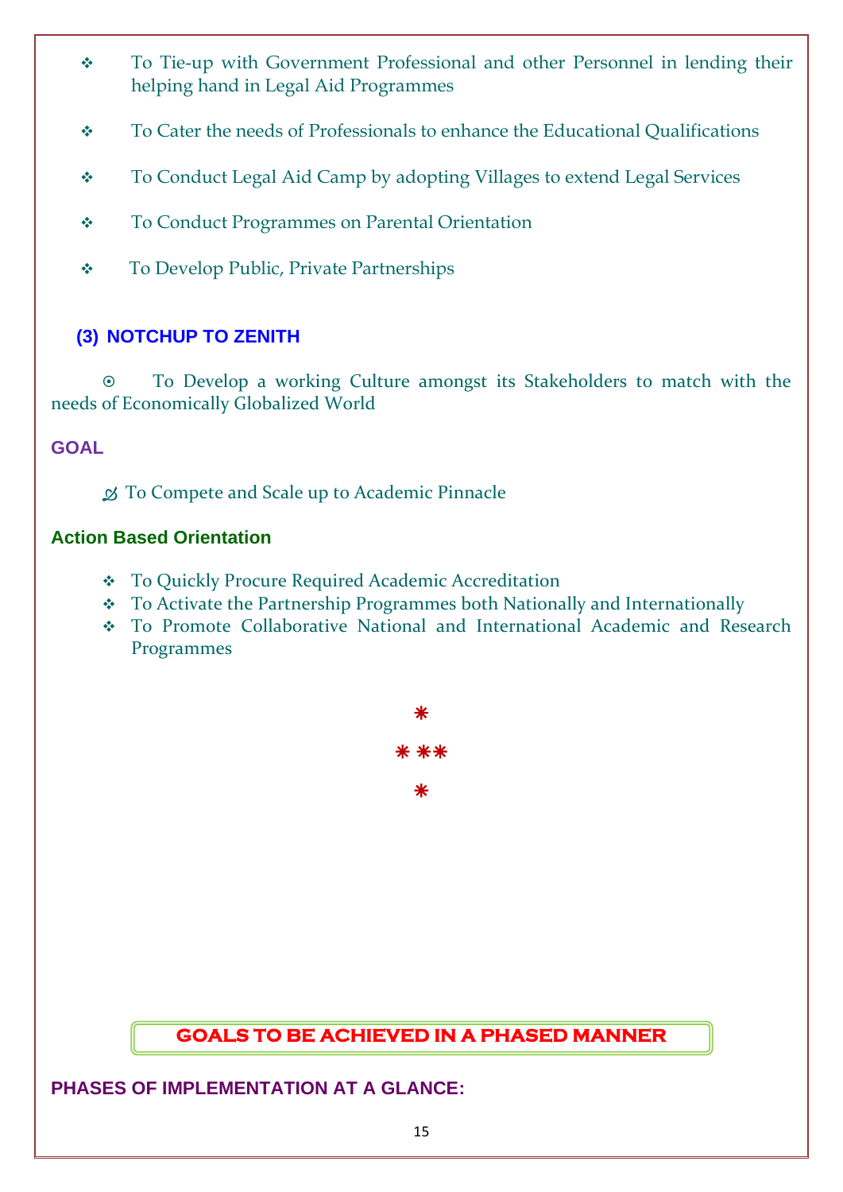- To Tie-up with Government Professional and other Personnel in lending their helping hand in Legal Aid Programmes
- To Cater the needs of Professionals to enhance the Educational Qualifications
- To Conduct Legal Aid Camp by adopting Villages to extend Legal Services
- To Conduct Programmes on Parental Orientation
- To Develop Public, Private Partnerships

### (3) NOTCHUP TO ZENITH

⊙ To Develop a working Culture amongst its Stakeholders to match with the needs of Economically Globalized World

#### GOAL

- To Compete and Scale up to Academic Pinnacle

#### Action Based Orientation

- To Quickly Procure Required Academic Accreditation
- To Activate the Partnership Programmes both Nationally and Internationally
- To Promote Collaborative National and International Academic and Research Programmes

## GOALS TO BE ACHIEVED IN A PHASED MANNER

### PHASES OF IMPLEMENTATION AT A GLANCE: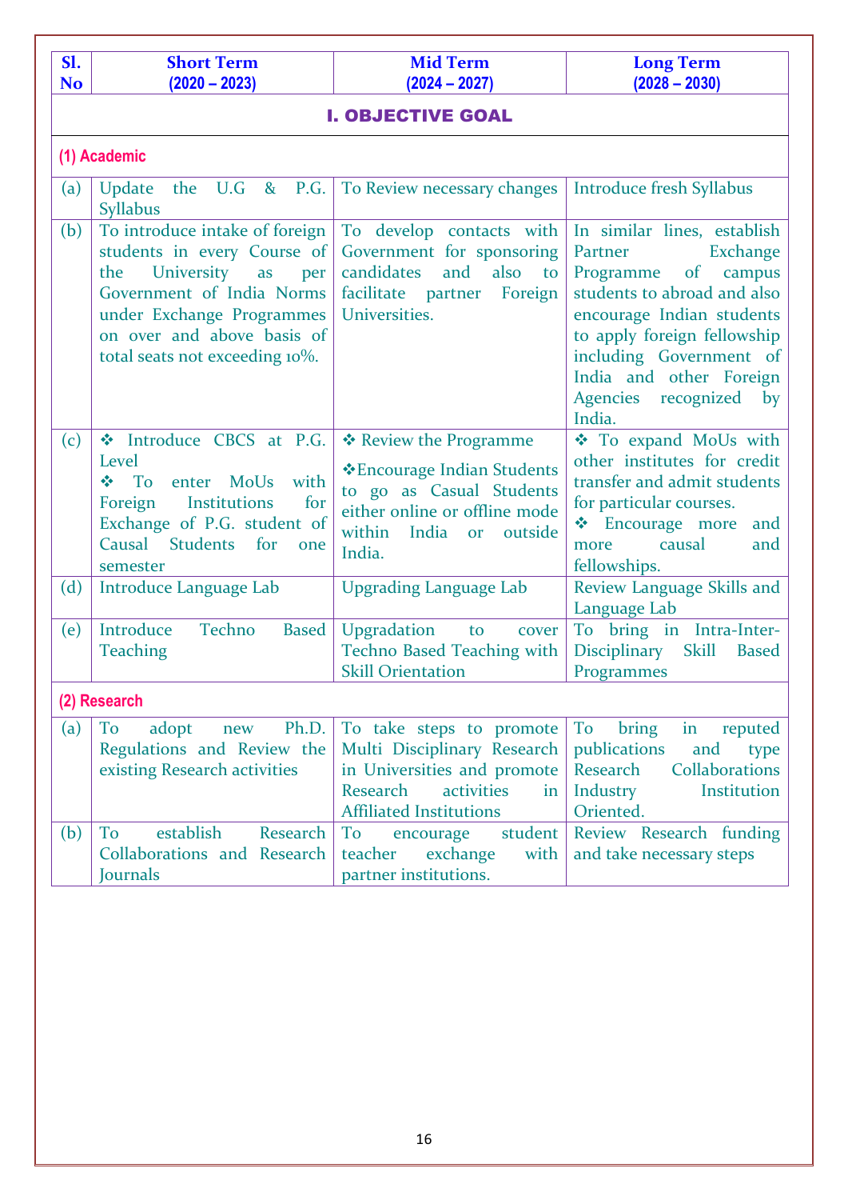| Sl. No | Short Term (2020 – 2023) | Mid Term (2024 – 2027) | Long Term (2028 – 2030) |
|---|---|---|---|
| **I. OBJECTIVE GOAL** | | | |
| **(1) Academic** | | | |
| (a) | Update the U.G & P.G. Syllabus | To Review necessary changes | Introduce fresh Syllabus |
| (b) | To introduce intake of foreign students in every Course of the University as per Government of India Norms under Exchange Programmes on over and above basis of total seats not exceeding 10%. | To develop contacts with Government for sponsoring candidates and also to facilitate partner Foreign Universities. | In similar lines, establish Partner Exchange Programme of campus students to abroad and also encourage Indian students to apply foreign fellowship including Government of India and other Foreign Agencies recognized by India. |
| (c) | ❖ Introduce CBCS at P.G. Level<br>❖ To enter MoUs with Foreign Institutions for Exchange of P.G. student of Causal Students for one semester | ❖ Review the Programme<br>❖Encourage Indian Students to go as Casual Students either online or offline mode within India or outside India. | ❖ To expand MoUs with other institutes for credit transfer and admit students for particular courses.<br>❖ Encourage more and more causal and fellowships. |
| (d) | Introduce Language Lab | Upgrading Language Lab | Review Language Skills and Language Lab |
| (e) | Introduce Techno Based Teaching | Upgradation to cover Techno Based Teaching with Skill Orientation | To bring in Intra-Inter-Disciplinary Skill Based Programmes |
| **(2) Research** | | | |
| (a) | To adopt new Ph.D. Regulations and Review the existing Research activities | To take steps to promote Multi Disciplinary Research in Universities and promote Research activities in Affiliated Institutions | To bring in reputed publications and type Research Collaborations Industry Institution Oriented. |
| (b) | To establish Research Collaborations and Research Journals | To encourage student teacher exchange with partner institutions. | Review Research funding and take necessary steps |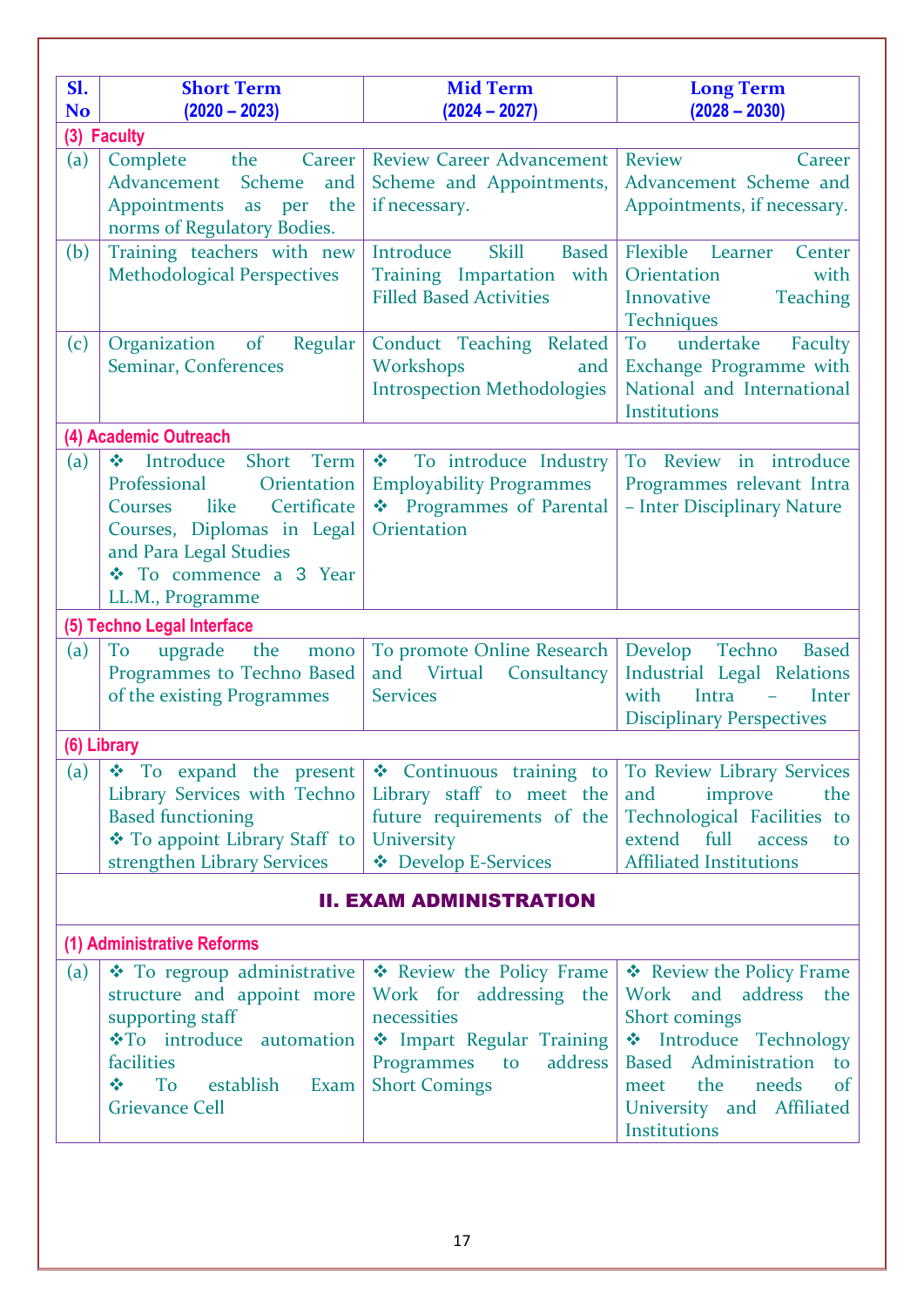| Sl. No | Short Term (2020 – 2023) | Mid Term (2024 – 2027) | Long Term (2028 – 2030) |
|---|---|---|---|
| **(3) Faculty** | | | |
| (a) | Complete the Career Advancement Scheme and Appointments as per the norms of Regulatory Bodies. | Review Career Advancement Scheme and Appointments, if necessary. | Review Career Advancement Scheme and Appointments, if necessary. |
| (b) | Training teachers with new Methodological Perspectives | Introduce Skill Based Training Impartation with Filled Based Activities | Flexible Learner Center Orientation with Innovative Teaching Techniques |
| (c) | Organization of Regular Seminar, Conferences | Conduct Teaching Related Workshops and Introspection Methodologies | To undertake Faculty Exchange Programme with National and International Institutions |
| **(4) Academic Outreach** | | | |
| (a) | ❖ Introduce Short Term Professional Orientation Courses like Certificate Courses, Diplomas in Legal and Para Legal Studies<br>❖ To commence a 3 Year LL.M., Programme | ❖ To introduce Industry Employability Programmes<br>❖ Programmes of Parental Orientation | To Review in introduce Programmes relevant Intra – Inter Disciplinary Nature |
| **(5) Techno Legal Interface** | | | |
| (a) | To upgrade the mono Programmes to Techno Based of the existing Programmes | To promote Online Research and Virtual Consultancy Services | Develop Techno Based Industrial Legal Relations with Intra – Inter Disciplinary Perspectives |
| **(6) Library** | | | |
| (a) | ❖ To expand the present Library Services with Techno Based functioning<br>❖ To appoint Library Staff to strengthen Library Services | ❖ Continuous training to Library staff to meet the future requirements of the University<br>❖ Develop E-Services | To Review Library Services and improve the Technological Facilities to extend full access to Affiliated Institutions |
| **II. EXAM ADMINISTRATION** | | | |
| **(1) Administrative Reforms** | | | |
| (a) | ❖ To regroup administrative structure and appoint more supporting staff<br>❖ To introduce automation facilities<br>❖ To establish Exam Grievance Cell | ❖ Review the Policy Frame Work for addressing the necessities<br>❖ Impart Regular Training Programmes to address Short Comings | ❖ Review the Policy Frame Work and address the Short comings<br>❖ Introduce Technology Based Administration to meet the needs of University and Affiliated Institutions |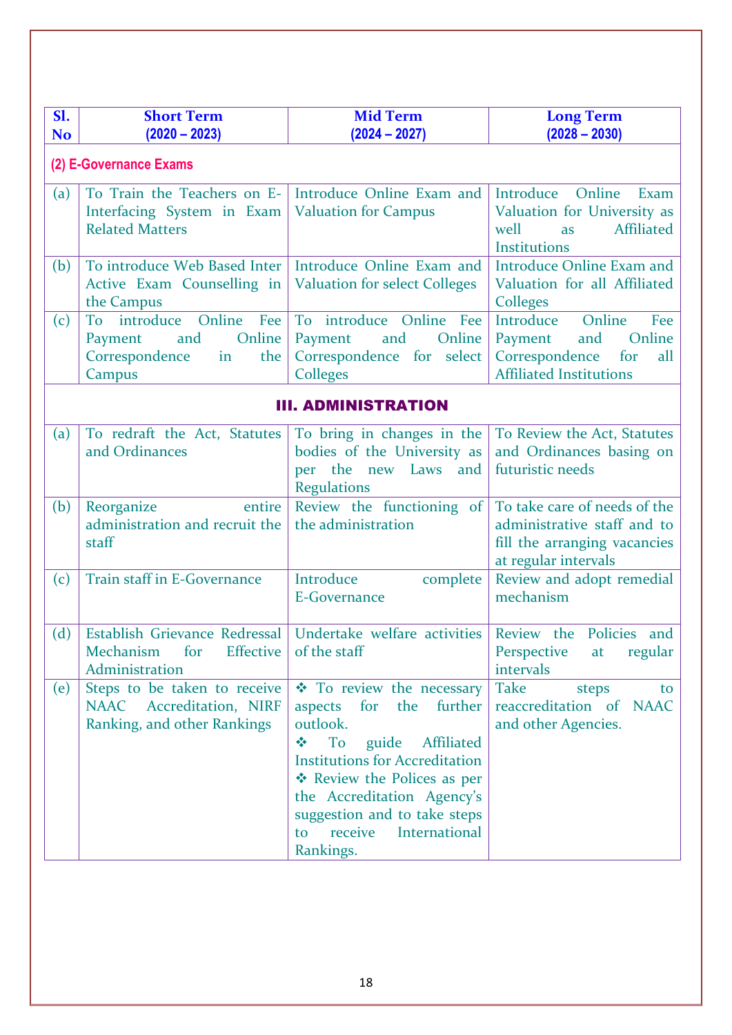| Sl. No | Short Term (2020 – 2023) | Mid Term (2024 – 2027) | Long Term (2028 – 2030) |
|---|---|---|---|
| **(2) E-Governance Exams** | | | |
| (a) | To Train the Teachers on E-Interfacing System in Exam Related Matters | Introduce Online Exam and Valuation for Campus | Introduce Online Exam Valuation for University as well as Affiliated Institutions |
| (b) | To introduce Web Based Inter Active Exam Counselling in the Campus | Introduce Online Exam and Valuation for select Colleges | Introduce Online Exam and Valuation for all Affiliated Colleges |
| (c) | To introduce Online Fee Payment and Online Correspondence in the Campus | To introduce Online Fee Payment and Online Correspondence for select Colleges | Introduce Online Fee Payment and Online Correspondence for all Affiliated Institutions |
| **III. ADMINISTRATION** | | | |
| (a) | To redraft the Act, Statutes and Ordinances | To bring in changes in the bodies of the University as per the new Laws and Regulations | To Review the Act, Statutes and Ordinances basing on futuristic needs |
| (b) | Reorganize entire administration and recruit the staff | Review the functioning of the administration | To take care of needs of the administrative staff and to fill the arranging vacancies at regular intervals |
| (c) | Train staff in E-Governance | Introduce complete E-Governance | Review and adopt remedial mechanism |
| (d) | Establish Grievance Redressal Mechanism for Effective Administration | Undertake welfare activities of the staff | Review the Policies and Perspective at regular intervals |
| (e) | Steps to be taken to receive NAAC Accreditation, NIRF Ranking, and other Rankings | ❖ To review the necessary aspects for the further outlook.<br>❖ To guide Affiliated Institutions for Accreditation<br>❖ Review the Polices as per the Accreditation Agency's suggestion and to take steps to receive International Rankings. | Take steps to reaccreditation of NAAC and other Agencies. |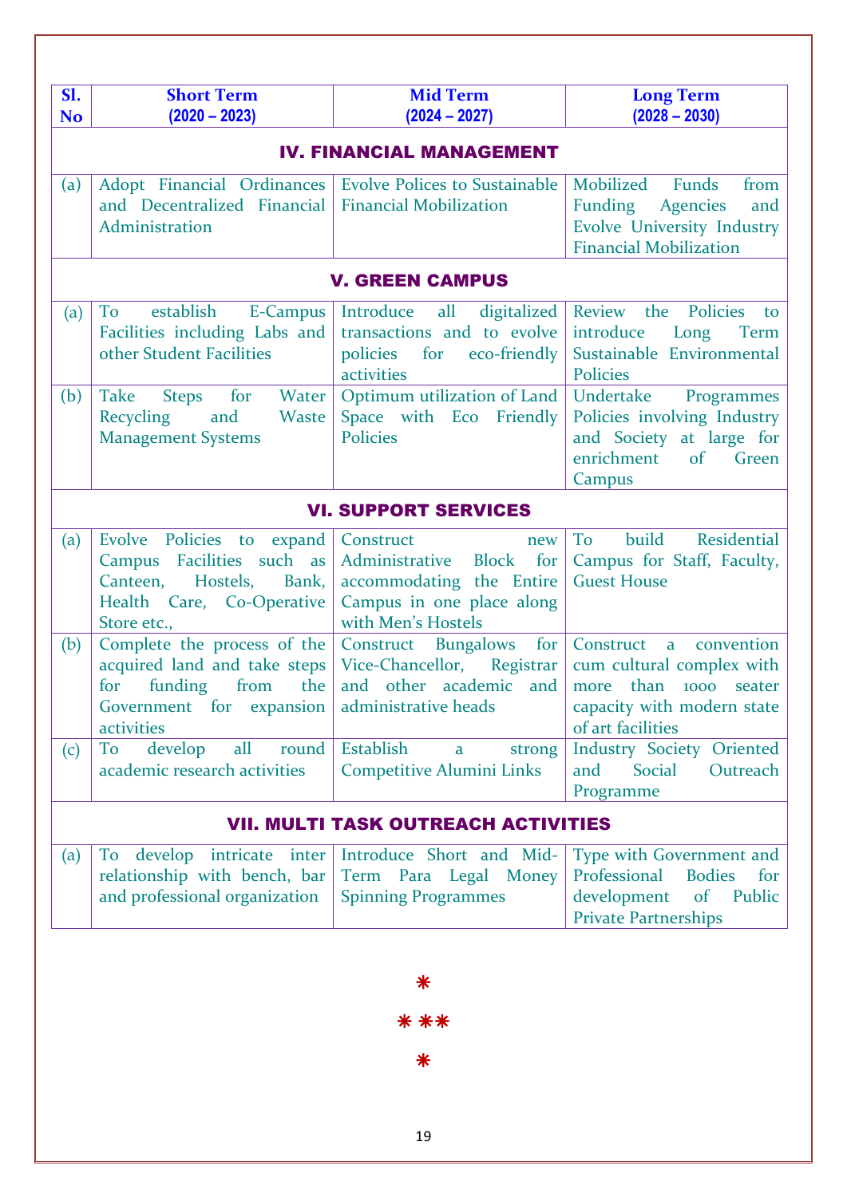| Sl. No | Short Term (2020 – 2023) | Mid Term (2024 – 2027) | Long Term (2028 – 2030) |
|---|---|---|---|
| | **IV. FINANCIAL MANAGEMENT** | | |
| (a) | Adopt Financial Ordinances and Decentralized Financial Administration | Evolve Polices to Sustainable Financial Mobilization | Mobilized Funds from Funding Agencies and Evolve University Industry Financial Mobilization |
| | **V. GREEN CAMPUS** | | |
| (a) | To establish E-Campus Facilities including Labs and other Student Facilities | Introduce all digitalized transactions and to evolve policies for eco-friendly activities | Review the Policies to introduce Long Term Sustainable Environmental Policies |
| (b) | Take Steps for Water Recycling and Waste Management Systems | Optimum utilization of Land Space with Eco Friendly Policies | Undertake Programmes Policies involving Industry and Society at large for enrichment of Green Campus |
| | **VI. SUPPORT SERVICES** | | |
| (a) | Evolve Policies to expand Campus Facilities such as Canteen, Hostels, Bank, Health Care, Co-Operative Store etc., | Construct new Administrative Block for accommodating the Entire Campus in one place along with Men's Hostels | To build Residential Campus for Staff, Faculty, Guest House |
| (b) | Complete the process of the acquired land and take steps for funding from the Government for expansion activities | Construct Bungalows for Vice-Chancellor, Registrar and other academic and administrative heads | Construct a convention cum cultural complex with more than 1000 seater capacity with modern state of art facilities |
| (c) | To develop all round academic research activities | Establish a strong Competitive Alumini Links | Industry Society Oriented and Social Outreach Programme |
| | **VII. MULTI TASK OUTREACH ACTIVITIES** | | |
| (a) | To develop intricate inter relationship with bench, bar and professional organization | Introduce Short and Mid-Term Para Legal Money Spinning Programmes | Type with Government and Professional Bodies for development of Public Private Partnerships |

*

* * *

*